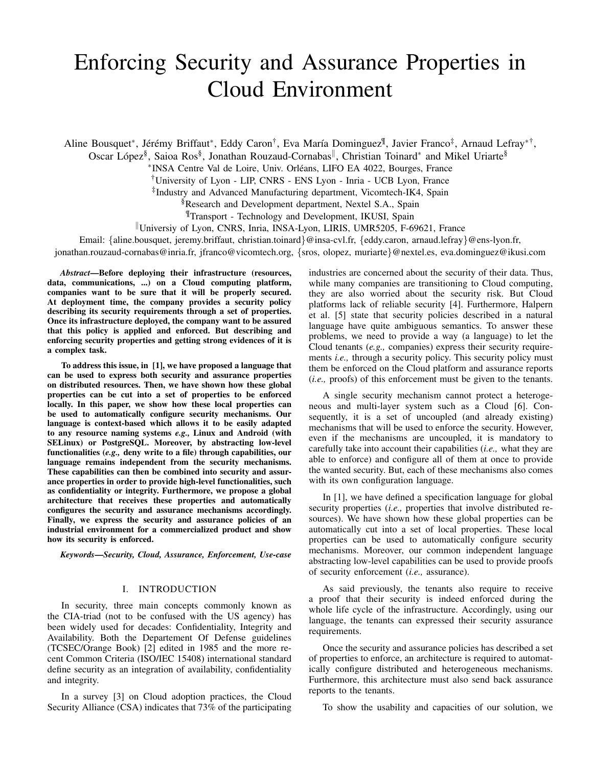# Enforcing Security and Assurance Properties in Cloud Environment

Aline Bousquet[*], Jérémy Briffaut[*], Eddy Caron[†], Eva María Dominguez[¶], Javier Franco[‡], Arnaud Lefray[*†], Oscar López[§], Saioa Ros[§], Jonathan Rouzaud-Cornabas[‖], Christian Toinard[*] and Mikel Uriarte[§]

[*]INSA Centre Val de Loire, Univ. Orléans, LIFO EA 4022, Bourges, France

[†]University of Lyon - LIP, CNRS - ENS Lyon - Inria - UCB Lyon, France

[‡]Industry and Advanced Manufacturing department, Vicomtech-IK4, Spain

[§]Research and Development department, Nextel S.A., Spain

[¶]Transport - Technology and Development, IKUSI, Spain

[‖]Universiy of Lyon, CNRS, Inria, INSA-Lyon, LIRIS, UMR5205, F-69621, France

Email: {aline.bousquet, jeremy.briffaut, christian.toinard}@insa-cvl.fr, {eddy.caron, arnaud.lefray}@ens-lyon.fr, jonathan.rouzaud-cornabas@inria.fr, jfranco@vicomtech.org, {sros, olopez, muriarte}@nextel.es, eva.dominguez@ikusi.com

***Abstract*—Before deploying their infrastructure (resources, data, communications, ...) on a Cloud computing platform, companies want to be sure that it will be properly secured. At deployment time, the company provides a security policy describing its security requirements through a set of properties. Once its infrastructure deployed, the company want to be assured that this policy is applied and enforced. But describing and enforcing security properties and getting strong evidences of it is a complex task.**

**To address this issue, in [1], we have proposed a language that can be used to express both security and assurance properties on distributed resources. Then, we have shown how these global properties can be cut into a set of properties to be enforced locally. In this paper, we show how these local properties can be used to automatically configure security mechanisms. Our language is context-based which allows it to be easily adapted to any resource naming systems *e.g.,* Linux and Android (with SELinux) or PostgreSQL. Moreover, by abstracting low-level functionalities (*e.g.,* deny write to a file) through capabilities, our language remains independent from the security mechanisms. These capabilities can then be combined into security and assurance properties in order to provide high-level functionalities, such as confidentiality or integrity. Furthermore, we propose a global architecture that receives these properties and automatically configures the security and assurance mechanisms accordingly. Finally, we express the security and assurance policies of an industrial environment for a commercialized product and show how its security is enforced.**

***Keywords*—Security, Cloud, Assurance, Enforcement, Use-case**

## I. INTRODUCTION

In security, three main concepts commonly known as the CIA-triad (not to be confused with the US agency) has been widely used for decades: Confidentiality, Integrity and Availability. Both the Departement Of Defense guidelines (TCSEC/Orange Book) [2] edited in 1985 and the more recent Common Criteria (ISO/IEC 15408) international standard define security as an integration of availability, confidentiality and integrity.

In a survey [3] on Cloud adoption practices, the Cloud Security Alliance (CSA) indicates that 73% of the participating industries are concerned about the security of their data. Thus, while many companies are transitioning to Cloud computing, they are also worried about the security risk. But Cloud platforms lack of reliable security [4]. Furthermore, Halpern et al. [5] state that security policies described in a natural language have quite ambiguous semantics. To answer these problems, we need to provide a way (a language) to let the Cloud tenants (*e.g.,* companies) express their security requirements *i.e.,* through a security policy. This security policy must them be enforced on the Cloud platform and assurance reports (*i.e.,* proofs) of this enforcement must be given to the tenants.

A single security mechanism cannot protect a heterogeneous and multi-layer system such as a Cloud [6]. Consequently, it is a set of uncoupled (and already existing) mechanisms that will be used to enforce the security. However, even if the mechanisms are uncoupled, it is mandatory to carefully take into account their capabilities (*i.e.,* what they are able to enforce) and configure all of them at once to provide the wanted security. But, each of these mechanisms also comes with its own configuration language.

In [1], we have defined a specification language for global security properties (*i.e.,* properties that involve distributed resources). We have shown how these global properties can be automatically cut into a set of local properties. These local properties can be used to automatically configure security mechanisms. Moreover, our common independent language abstracting low-level capabilities can be used to provide proofs of security enforcement (*i.e.,* assurance).

As said previously, the tenants also require to receive a proof that their security is indeed enforced during the whole life cycle of the infrastructure. Accordingly, using our language, the tenants can expressed their security assurance requirements.

Once the security and assurance policies has described a set of properties to enforce, an architecture is required to automatically configure distributed and heterogeneous mechanisms. Furthermore, this architecture must also send back assurance reports to the tenants.

To show the usability and capacities of our solution, we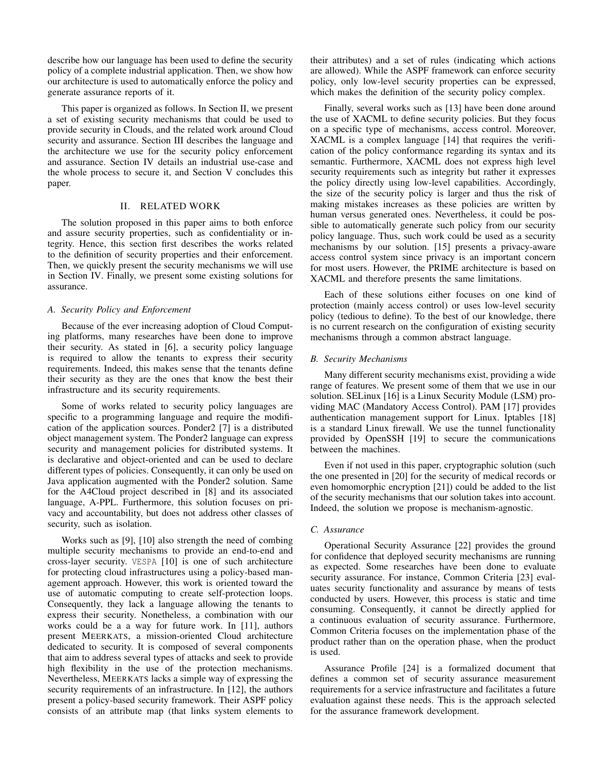describe how our language has been used to define the security policy of a complete industrial application. Then, we show how our architecture is used to automatically enforce the policy and generate assurance reports of it.

This paper is organized as follows. In Section II, we present a set of existing security mechanisms that could be used to provide security in Clouds, and the related work around Cloud security and assurance. Section III describes the language and the architecture we use for the security policy enforcement and assurance. Section IV details an industrial use-case and the whole process to secure it, and Section V concludes this paper.

## II. RELATED WORK

The solution proposed in this paper aims to both enforce and assure security properties, such as confidentiality or integrity. Hence, this section first describes the works related to the definition of security properties and their enforcement. Then, we quickly present the security mechanisms we will use in Section IV. Finally, we present some existing solutions for assurance.

### A. Security Policy and Enforcement

Because of the ever increasing adoption of Cloud Computing platforms, many researches have been done to improve their security. As stated in [6], a security policy language is required to allow the tenants to express their security requirements. Indeed, this makes sense that the tenants define their security as they are the ones that know the best their infrastructure and its security requirements.

Some of works related to security policy languages are specific to a programming language and require the modification of the application sources. Ponder2 [7] is a distributed object management system. The Ponder2 language can express security and management policies for distributed systems. It is declarative and object-oriented and can be used to declare different types of policies. Consequently, it can only be used on Java application augmented with the Ponder2 solution. Same for the A4Cloud project described in [8] and its associated language, A-PPL. Furthermore, this solution focuses on privacy and accountability, but does not address other classes of security, such as isolation.

Works such as [9], [10] also strength the need of combing multiple security mechanisms to provide an end-to-end and cross-layer security. VESPA [10] is one of such architecture for protecting cloud infrastructures using a policy-based management approach. However, this work is oriented toward the use of automatic computing to create self-protection loops. Consequently, they lack a language allowing the tenants to express their security. Nonetheless, a combination with our works could be a a way for future work. In [11], authors present MEERKATS, a mission-oriented Cloud architecture dedicated to security. It is composed of several components that aim to address several types of attacks and seek to provide high flexibility in the use of the protection mechanisms. Nevertheless, MEERKATS lacks a simple way of expressing the security requirements of an infrastructure. In [12], the authors present a policy-based security framework. Their ASPF policy consists of an attribute map (that links system elements to their attributes) and a set of rules (indicating which actions are allowed). While the ASPF framework can enforce security policy, only low-level security properties can be expressed, which makes the definition of the security policy complex.

Finally, several works such as [13] have been done around the use of XACML to define security policies. But they focus on a specific type of mechanisms, access control. Moreover, XACML is a complex language [14] that requires the verification of the policy conformance regarding its syntax and its semantic. Furthermore, XACML does not express high level security requirements such as integrity but rather it expresses the policy directly using low-level capabilities. Accordingly, the size of the security policy is larger and thus the risk of making mistakes increases as these policies are written by human versus generated ones. Nevertheless, it could be possible to automatically generate such policy from our security policy language. Thus, such work could be used as a security mechanisms by our solution. [15] presents a privacy-aware access control system since privacy is an important concern for most users. However, the PRIME architecture is based on XACML and therefore presents the same limitations.

Each of these solutions either focuses on one kind of protection (mainly access control) or uses low-level security policy (tedious to define). To the best of our knowledge, there is no current research on the configuration of existing security mechanisms through a common abstract language.

### B. Security Mechanisms

Many different security mechanisms exist, providing a wide range of features. We present some of them that we use in our solution. SELinux [16] is a Linux Security Module (LSM) providing MAC (Mandatory Access Control). PAM [17] provides authentication management support for Linux. Iptables [18] is a standard Linux firewall. We use the tunnel functionality provided by OpenSSH [19] to secure the communications between the machines.

Even if not used in this paper, cryptographic solution (such the one presented in [20] for the security of medical records or even homomorphic encryption [21]) could be added to the list of the security mechanisms that our solution takes into account. Indeed, the solution we propose is mechanism-agnostic.

### C. Assurance

Operational Security Assurance [22] provides the ground for confidence that deployed security mechanisms are running as expected. Some researches have been done to evaluate security assurance. For instance, Common Criteria [23] evaluates security functionality and assurance by means of tests conducted by users. However, this process is static and time consuming. Consequently, it cannot be directly applied for a continuous evaluation of security assurance. Furthermore, Common Criteria focuses on the implementation phase of the product rather than on the operation phase, when the product is used.

Assurance Profile [24] is a formalized document that defines a common set of security assurance measurement requirements for a service infrastructure and facilitates a future evaluation against these needs. This is the approach selected for the assurance framework development.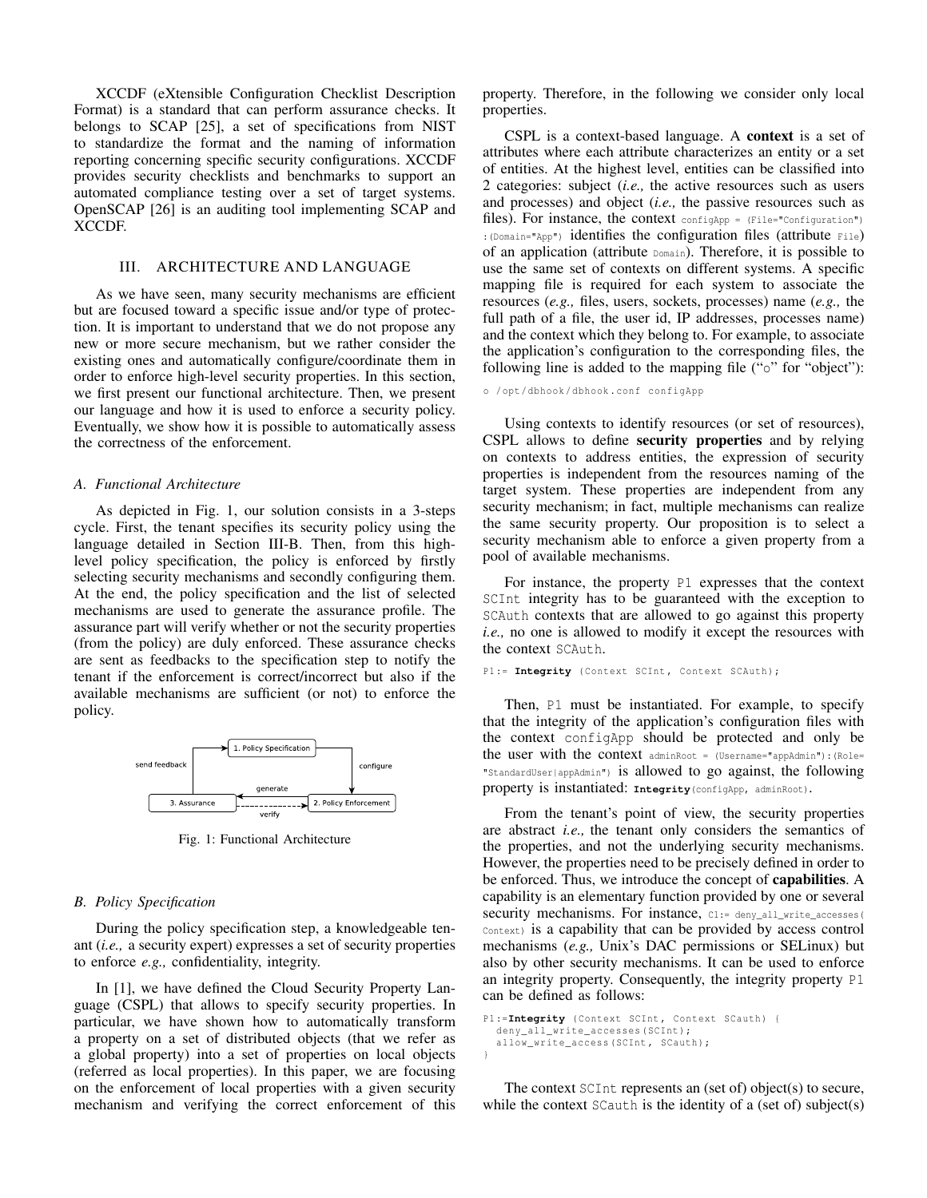XCCDF (eXtensible Configuration Checklist Description Format) is a standard that can perform assurance checks. It belongs to SCAP [25], a set of specifications from NIST to standardize the format and the naming of information reporting concerning specific security configurations. XCCDF provides security checklists and benchmarks to support an automated compliance testing over a set of target systems. OpenSCAP [26] is an auditing tool implementing SCAP and XCCDF.

## III. Architecture and Language

As we have seen, many security mechanisms are efficient but are focused toward a specific issue and/or type of protection. It is important to understand that we do not propose any new or more secure mechanism, but we rather consider the existing ones and automatically configure/coordinate them in order to enforce high-level security properties. In this section, we first present our functional architecture. Then, we present our language and how it is used to enforce a security policy. Eventually, we show how it is possible to automatically assess the correctness of the enforcement.

### A. Functional Architecture

As depicted in Fig. 1, our solution consists in a 3-steps cycle. First, the tenant specifies its security policy using the language detailed in Section III-B. Then, from this high-level policy specification, the policy is enforced by firstly selecting security mechanisms and secondly configuring them. At the end, the policy specification and the list of selected mechanisms are used to generate the assurance profile. The assurance part will verify whether or not the security properties (from the policy) are duly enforced. These assurance checks are sent as feedbacks to the specification step to notify the tenant if the enforcement is correct/incorrect but also if the available mechanisms are sufficient (or not) to enforce the policy.

1. Policy Specification — configure → 2. Policy Enforcement — generate → 3. Assurance (verify 2. Policy Enforcement) — send feedback → 1. Policy Specification

Fig. 1: Functional Architecture

### B. Policy Specification

During the policy specification step, a knowledgeable tenant (*i.e.,* a security expert) expresses a set of security properties to enforce *e.g.,* confidentiality, integrity.

In [1], we have defined the Cloud Security Property Language (CSPL) that allows to specify security properties. In particular, we have shown how to automatically transform a property on a set of distributed objects (that we refer as a global property) into a set of properties on local objects (referred as local properties). In this paper, we are focusing on the enforcement of local properties with a given security mechanism and verifying the correct enforcement of this property. Therefore, in the following we consider only local properties.

CSPL is a context-based language. A **context** is a set of attributes where each attribute characterizes an entity or a set of entities. At the highest level, entities can be classified into 2 categories: subject (*i.e.,* the active resources such as users and processes) and object (*i.e.,* the passive resources such as files). For instance, the context `configApp = (File="Configuration"):(Domain="App")` identifies the configuration files (attribute `File`) of an application (attribute `Domain`). Therefore, it is possible to use the same set of contexts on different systems. A specific mapping file is required for each system to associate the resources (*e.g.,* files, users, sockets, processes) name (*e.g.,* the full path of a file, the user id, IP addresses, processes name) and the context which they belong to. For example, to associate the application's configuration to the corresponding files, the following line is added to the mapping file ("o" for "object"):

```
o /opt/dbhook/dbhook.conf configApp
```

Using contexts to identify resources (or set of resources), CSPL allows to define **security properties** and by relying on contexts to address entities, the expression of security properties is independent from the resources naming of the target system. These properties are independent from any security mechanism; in fact, multiple mechanisms can realize the same security property. Our proposition is to select a security mechanism able to enforce a given property from a pool of available mechanisms.

For instance, the property `P1` expresses that the context `SCInt` integrity has to be guaranteed with the exception to `SCAuth` contexts that are allowed to go against this property *i.e.,* no one is allowed to modify it except the resources with the context `SCAuth`.

```
P1:= Integrity (Context SCInt, Context SCAuth);
```

Then, `P1` must be instantiated. For example, to specify that the integrity of the application's configuration files with the context `configApp` should be protected and only be the user with the context `adminRoot = (Username="appAdmin"):(Role="StandardUser|appAdmin")` is allowed to go against, the following property is instantiated: `Integrity(configApp, adminRoot)`.

From the tenant's point of view, the security properties are abstract *i.e.,* the tenant only considers the semantics of the properties, and not the underlying security mechanisms. However, the properties need to be precisely defined in order to be enforced. Thus, we introduce the concept of **capabilities**. A capability is an elementary function provided by one or several security mechanisms. For instance, `C1:= deny_all_write_accesses(Context)` is a capability that can be provided by access control mechanisms (*e.g.,* Unix's DAC permissions or SELinux) but also by other security mechanisms. It can be used to enforce an integrity property. Consequently, the integrity property `P1` can be defined as follows:

```
P1:=Integrity (Context SCInt, Context SCauth) {
  deny_all_write_accesses(SCInt);
  allow_write_access(SCInt, SCauth);
}
```

The context `SCInt` represents an (set of) object(s) to secure, while the context `SCauth` is the identity of a (set of) subject(s)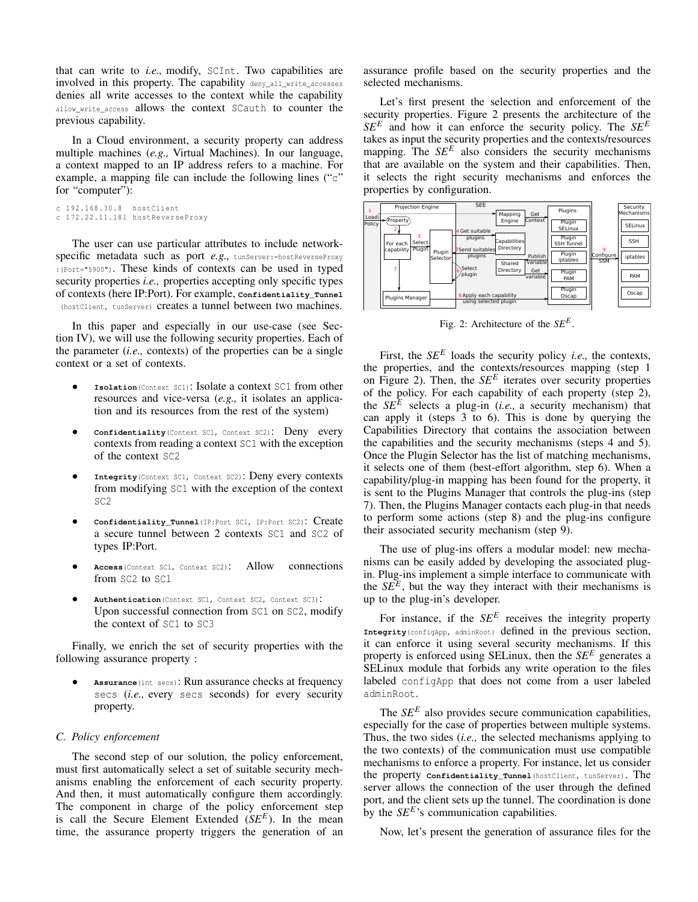that can write to *i.e.,* modify, `SCInt`. Two capabilities are involved in this property. The capability `deny_all_write_accesses` denies all write accesses to the context while the capability `allow_write_access` allows the context `SCauth` to counter the previous capability.

In a Cloud environment, a security property can address multiple machines (*e.g.,* Virtual Machines). In our language, a context mapped to an IP address refers to a machine. For example, a mapping file can include the following lines ("c" for "computer"):

```
c 192.168.30.8   hostClient
c 172.22.11.181 hostReverseProxy
```

The user can use particular attributes to include network-specific metadata such as port *e.g.,* `tunServer:=hostReverseProxy:(Port="5900")`. These kinds of contexts can be used in typed security properties *i.e.,* properties accepting only specific types of contexts (here IP:Port). For example, **`Confidentiality_Tunnel`**`(hostClient, tunServer)` creates a tunnel between two machines.

In this paper and especially in our use-case (see Section IV), we will use the following security properties. Each of the parameter (*i.e.,* contexts) of the properties can be a single context or a set of contexts.

- **`Isolation`**`(Context SC1)`: Isolate a context `SC1` from other resources and vice-versa (*e.g.,* it isolates an application and its resources from the rest of the system)
- **`Confidentiality`**`(Context SC1, Context SC2)`: Deny every contexts from reading a context `SC1` with the exception of the context `SC2`
- **`Integrity`**`(Context SC1, Context SC2)`: Deny every contexts from modifying `SC1` with the exception of the context `SC2`
- **`Confidentiality_Tunnel`**`(IP:Port SC1, IP:Port SC2)`: Create a secure tunnel between 2 contexts `SC1` and `SC2` of types IP:Port.
- **`Access`**`(Context SC1, Context SC2)`: Allow connections from `SC2` to `SC1`
- **`Authentication`**`(Context SC1, Context SC2, Context SC3)`: Upon successful connection from `SC1` on `SC2`, modify the context of `SC1` to `SC3`

Finally, we enrich the set of security properties with the following assurance property :

- **`Assurance`**`(int secs)`: Run assurance checks at frequency `secs` (*i.e.,* every `secs` seconds) for every security property.

### C. Policy enforcement

The second step of our solution, the policy enforcement, must first automatically select a set of suitable security mechanisms enabling the enforcement of each security property. And then, it must automatically configure them accordingly. The component in charge of the policy enforcement step is call the Secure Element Extended ($SE^E$). In the mean time, the assurance property triggers the generation of an assurance profile based on the security properties and the selected mechanisms.

Let's first present the selection and enforcement of the security properties. Figure 2 presents the architecture of the $SE^E$ and how it can enforce the security policy. The $SE^E$ takes as input the security properties and the contexts/resources mapping. The $SE^E$ also considers the security mechanisms that are available on the system and their capabilities. Then, it selects the right security mechanisms and enforces the properties by configuration.

Fig. 2: Architecture of the $SE^E$.

First, the $SE^E$ loads the security policy *i.e.,* the contexts, the properties, and the contexts/resources mapping (step 1 on Figure 2). Then, the $SE^E$ iterates over security properties of the policy. For each capability of each property (step 2), the $SE^E$ selects a plug-in (*i.e.,* a security mechanism) that can apply it (steps 3 to 6). This is done by querying the Capabilities Directory that contains the association between the capabilities and the security mechanisms (steps 4 and 5). Once the Plugin Selector has the list of matching mechanisms, it selects one of them (best-effort algorithm, step 6). When a capability/plug-in mapping has been found for the property, it is sent to the Plugins Manager that controls the plug-ins (step 7). Then, the Plugins Manager contacts each plug-in that needs to perform some actions (step 8) and the plug-ins configure their associated security mechanism (step 9).

The use of plug-ins offers a modular model: new mechanisms can be easily added by developing the associated plug-in. Plug-ins implement a simple interface to communicate with the $SE^E$, but the way they interact with their mechanisms is up to the plug-in's developer.

For instance, if the $SE^E$ receives the integrity property **`Integrity`**`(configApp, adminRoot)` defined in the previous section, it can enforce it using several security mechanisms. If this property is enforced using SELinux, then the $SE^E$ generates a SELinux module that forbids any write operation to the files labeled `configApp` that does not come from a user labeled `adminRoot`.

The $SE^E$ also provides secure communication capabilities, especially for the case of properties between multiple systems. Thus, the two sides (*i.e.,* the selected mechanisms applying to the two contexts) of the communication must use compatible mechanisms to enforce a property. For instance, let us consider the property **`Confidentiality_Tunnel`**`(hostClient, tunServer)`. The server allows the connection of the user through the defined port, and the client sets up the tunnel. The coordination is done by the $SE^E$'s communication capabilities.

Now, let's present the generation of assurance files for the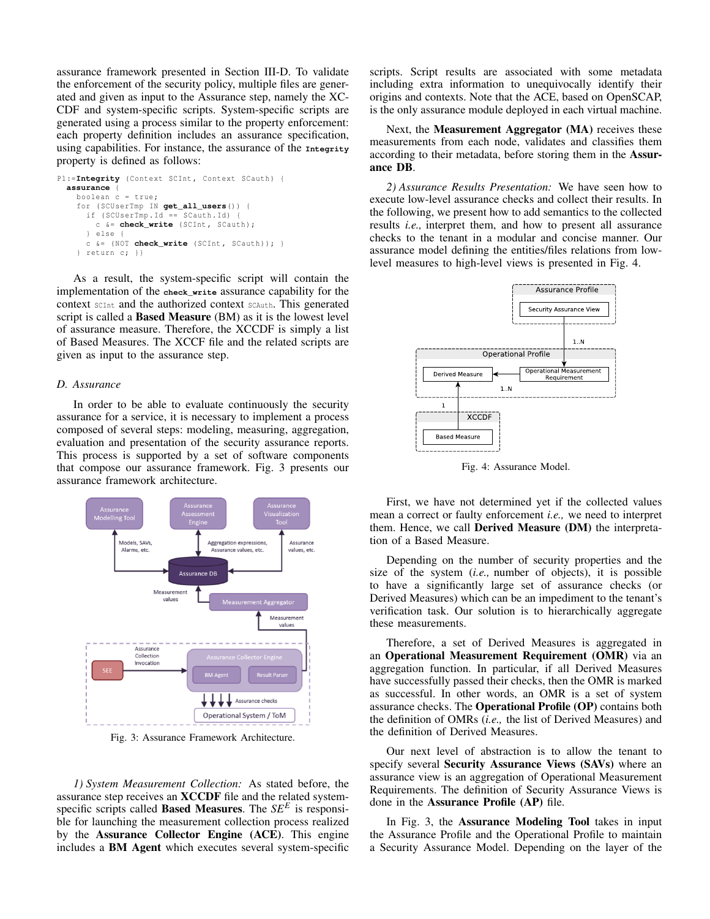assurance framework presented in Section III-D. To validate the enforcement of the security policy, multiple files are generated and given as input to the Assurance step, namely the XCCDF and system-specific scripts. System-specific scripts are generated using a process similar to the property enforcement: each property definition includes an assurance specification, using capabilities. For instance, the assurance of the `Integrity` property is defined as follows:

```
P1:=Integrity (Context SCInt, Context SCauth) {
  assurance {
    boolean c = true;
    for (SCUserTmp IN get_all_users()) {
      if (SCUserTmp.Id == SCauth.Id) {
        c &= check_write (SCInt, SCauth);
      } else {
      c &= (NOT check_write (SCInt, SCauth)); }
  } return c; }}
```

As a result, the system-specific script will contain the implementation of the `check_write` assurance capability for the context `SCInt` and the authorized context `SCAuth`. This generated script is called a **Based Measure** (BM) as it is the lowest level of assurance measure. Therefore, the XCCDF is simply a list of Based Measures. The XCCF file and the related scripts are given as input to the assurance step.

### *D. Assurance*

In order to be able to evaluate continuously the security assurance for a service, it is necessary to implement a process composed of several steps: modeling, measuring, aggregation, evaluation and presentation of the security assurance reports. This process is supported by a set of software components that compose our assurance framework. Fig. 3 presents our assurance framework architecture.

Fig. 3: Assurance Framework Architecture.

*1) System Measurement Collection:* As stated before, the assurance step receives an **XCCDF** file and the related system-specific scripts called **Based Measures**. The $SE^E$ is responsible for launching the measurement collection process realized by the **Assurance Collector Engine (ACE)**. This engine includes a **BM Agent** which executes several system-specific scripts. Script results are associated with some metadata including extra information to unequivocally identify their origins and contexts. Note that the ACE, based on OpenSCAP, is the only assurance module deployed in each virtual machine.

Next, the **Measurement Aggregator (MA)** receives these measurements from each node, validates and classifies them according to their metadata, before storing them in the **Assurance DB**.

*2) Assurance Results Presentation:* We have seen how to execute low-level assurance checks and collect their results. In the following, we present how to add semantics to the collected results *i.e.,* interpret them, and how to present all assurance checks to the tenant in a modular and concise manner. Our assurance model defining the entities/files relations from low-level measures to high-level views is presented in Fig. 4.

Fig. 4: Assurance Model.

First, we have not determined yet if the collected values mean a correct or faulty enforcement *i.e.,* we need to interpret them. Hence, we call **Derived Measure (DM)** the interpretation of a Based Measure.

Depending on the number of security properties and the size of the system (*i.e.,* number of objects), it is possible to have a significantly large set of assurance checks (or Derived Measures) which can be an impediment to the tenant's verification task. Our solution is to hierarchically aggregate these measurements.

Therefore, a set of Derived Measures is aggregated in an **Operational Measurement Requirement (OMR)** via an aggregation function. In particular, if all Derived Measures have successfully passed their checks, then the OMR is marked as successful. In other words, an OMR is a set of system assurance checks. The **Operational Profile (OP)** contains both the definition of OMRs (*i.e.,* the list of Derived Measures) and the definition of Derived Measures.

Our next level of abstraction is to allow the tenant to specify several **Security Assurance Views (SAVs)** where an assurance view is an aggregation of Operational Measurement Requirements. The definition of Security Assurance Views is done in the **Assurance Profile (AP)** file.

In Fig. 3, the **Assurance Modeling Tool** takes in input the Assurance Profile and the Operational Profile to maintain a Security Assurance Model. Depending on the layer of the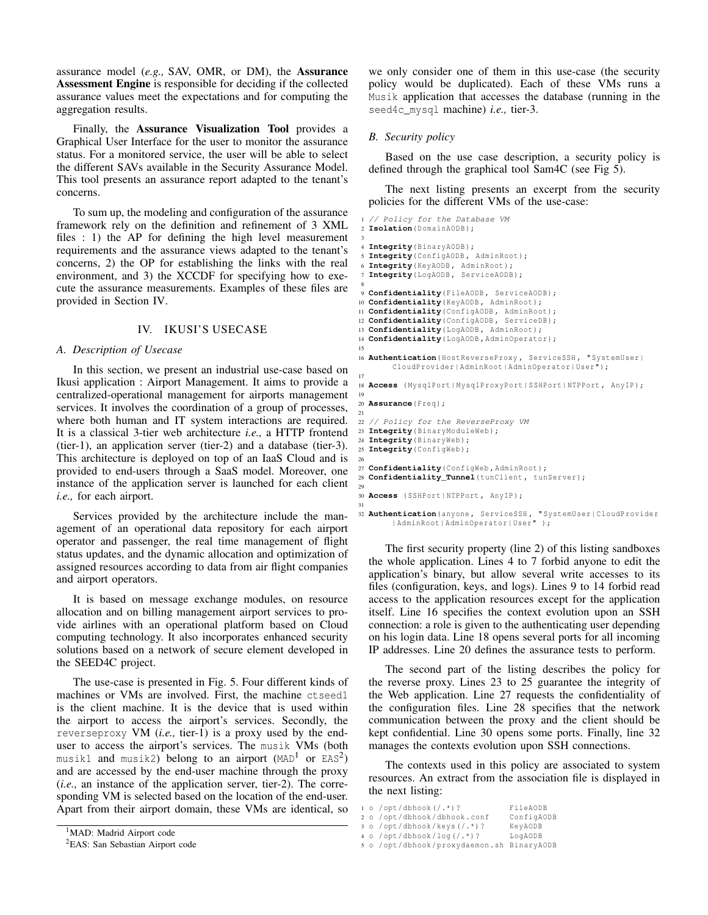assurance model (*e.g.,* SAV, OMR, or DM), the **Assurance Assessment Engine** is responsible for deciding if the collected assurance values meet the expectations and for computing the aggregation results.

Finally, the **Assurance Visualization Tool** provides a Graphical User Interface for the user to monitor the assurance status. For a monitored service, the user will be able to select the different SAVs available in the Security Assurance Model. This tool presents an assurance report adapted to the tenant's concerns.

To sum up, the modeling and configuration of the assurance framework rely on the definition and refinement of 3 XML files : 1) the AP for defining the high level measurement requirements and the assurance views adapted to the tenant's concerns, 2) the OP for establishing the links with the real environment, and 3) the XCCDF for specifying how to execute the assurance measurements. Examples of these files are provided in Section IV.

## IV. IKUSI'S USECASE

### A. Description of Usecase

In this section, we present an industrial use-case based on Ikusi application : Airport Management. It aims to provide a centralized-operational management for airports management services. It involves the coordination of a group of processes, where both human and IT system interactions are required. It is a classical 3-tier web architecture *i.e.,* a HTTP frontend (tier-1), an application server (tier-2) and a database (tier-3). This architecture is deployed on top of an IaaS Cloud and is provided to end-users through a SaaS model. Moreover, one instance of the application server is launched for each client *i.e.,* for each airport.

Services provided by the architecture include the management of an operational data repository for each airport operator and passenger, the real time management of flight status updates, and the dynamic allocation and optimization of assigned resources according to data from air flight companies and airport operators.

It is based on message exchange modules, on resource allocation and on billing management airport services to provide airlines with an operational platform based on Cloud computing technology. It also incorporates enhanced security solutions based on a network of secure element developed in the SEED4C project.

The use-case is presented in Fig. 5. Four different kinds of machines or VMs are involved. First, the machine `ctseed1` is the client machine. It is the device that is used within the airport to access the airport's services. Secondly, the `reverseproxy` VM (*i.e.,* tier-1) is a proxy used by the end-user to access the airport's services. The `musik` VMs (both `musik1` and `musik2`) belong to an airport (`MAD`[1] or `EAS`[2]) and are accessed by the end-user machine through the proxy (*i.e.,* an instance of the application server, tier-2). The corresponding VM is selected based on the location of the end-user. Apart from their airport domain, these VMs are identical, so we only consider one of them in this use-case (the security policy would be duplicated). Each of these VMs runs a `Musik` application that accesses the database (running in the `seed4c_mysql` machine) *i.e.,* tier-3.

### B. Security policy

Based on the use case description, a security policy is defined through the graphical tool Sam4C (see Fig 5).

The next listing presents an excerpt from the security policies for the different VMs of the use-case:

```
1  // Policy for the Database VM
2  Isolation(DomainAODB);
3
4  Integrity(BinaryAODB);
5  Integrity(ConfigAODB, AdminRoot);
6  Integrity(KeyAODB, AdminRoot);
7  Integrity(LogAODB, ServiceAODB);
8
9  Confidentiality(FileAODB, ServiceAODB);
10 Confidentiality(KeyAODB, AdminRoot);
11 Confidentiality(ConfigAODB, AdminRoot);
12 Confidentiality(ConfigAODB, ServiceDB);
13 Confidentiality(LogAODB, AdminRoot);
14 Confidentiality(LogAODB,AdminOperator);
15
16 Authentication(HostReverseProxy, ServiceSSH, "SystemUser|
       CloudProvider|AdminRoot|AdminOperator|User");
17
18 Access (MysqlPort|MysqlProxyPort|SSHPort|NTPPort, AnyIP);
19
20 Assurance(Freq);
21
22 // Policy for the ReverseProxy VM
23 Integrity(BinaryModuleWeb);
24 Integrity(BinaryWeb);
25 Integrity(ConfigWeb);
26
27 Confidentiality(ConfigWeb,AdminRoot);
28 Confidentiality_Tunnel(tunClient, tunServer);
29
30 Access (SSHPort|NTPPort, AnyIP);
31
32 Authentication(anyone, ServiceSSH, "SystemUser|CloudProvider
       |AdminRoot|AdminOperator|User" );
```

The first security property (line 2) of this listing sandboxes the whole application. Lines 4 to 7 forbid anyone to edit the application's binary, but allow several write accesses to its files (configuration, keys, and logs). Lines 9 to 14 forbid read access to the application resources except for the application itself. Line 16 specifies the context evolution upon an SSH connection: a role is given to the authenticating user depending on his login data. Line 18 opens several ports for all incoming IP addresses. Line 20 defines the assurance tests to perform.

The second part of the listing describes the policy for the reverse proxy. Lines 23 to 25 guarantee the integrity of the Web application. Line 27 requests the confidentiality of the configuration files. Line 28 specifies that the network communication between the proxy and the client should be kept confidential. Line 30 opens some ports. Finally, line 32 manages the contexts evolution upon SSH connections.

The contexts used in this policy are associated to system resources. An extract from the association file is displayed in the next listing:

```
1 o /opt/dbhook(/.*)?              FileAODB
2 o /opt/dbhook/dbhook.conf        ConfigAODB
3 o /opt/dbhook/keys(/.*)?         KeyAODB
4 o /opt/dbhook/log(/.*)?          LogAODB
5 o /opt/dbhook/proxydaemon.sh BinaryAODB
```

[1] MAD: Madrid Airport code

[2] EAS: San Sebastian Airport code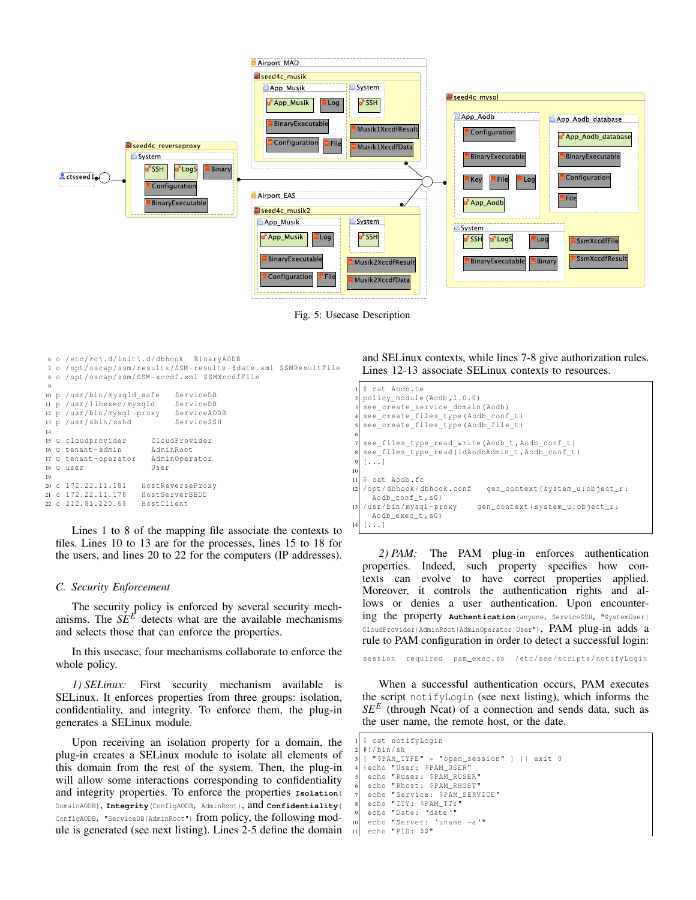Fig. 5: Usecase Description

```
6  o /etc/rc\.d/init\.d/dbhook  BinaryAODB
7  o /opt/oscap/ssm/results/SSM-results-$date.xml SSMResultFile
8  o /opt/oscap/ssm/SSM-xccdf.xml SSMXccdfFile
9
10 p /usr/bin/mysqld_safe    ServiceDB
11 p /usr/libexec/mysqld     ServiceDB
12 p /usr/bin/mysql-proxy    ServiceAODB
13 p /usr/sbin/sshd          ServiceSSH
14
15 u cloudprovider      CloudProvider
16 u tenant-admin       AdminRoot
17 u tenant-operator    AdminOperator
18 u user               User
19
20 c 172.22.11.181   HostReverseProxy
21 c 172.22.11.178   HostServerBBDD
22 c 212.81.220.68   HostClient
```

Lines 1 to 8 of the mapping file associate the contexts to files. Lines 10 to 13 are for the processes, lines 15 to 18 for the users, and lines 20 to 22 for the computers (IP addresses).

### C. Security Enforcement

The security policy is enforced by several security mechanisms. The $SE^E$ detects what are the available mechanisms and selects those that can enforce the properties.

In this usecase, four mechanisms collaborate to enforce the whole policy.

*1) SELinux:* First security mechanism available is SELinux. It enforces properties from three groups: isolation, confidentiality, and integrity. To enforce them, the plug-in generates a SELinux module.

Upon receiving an isolation property for a domain, the plug-in creates a SELinux module to isolate all elements of this domain from the rest of the system. Then, the plug-in will allow some interactions corresponding to confidentiality and integrity properties. To enforce the properties **Isolation**(DomainAODB), **Integrity**(ConfigAODB, AdminRoot), and **Confidentiality**(ConfigAODB, "ServiceDB|AdminRoot") from policy, the following module is generated (see next listing). Lines 2-5 define the domain and SELinux contexts, while lines 7-8 give authorization rules. Lines 12-13 associate SELinux contexts to resources.

```
1  $ cat Aodb.te
2  policy_module(Aodb,1.0.0)
3  see_create_service_domain(Aodb)
4  see_create_files_type(Aodb_conf_t)
5  see_create_files_type(Aodb_file_t)
6
7  see_files_type_read_write(Aodb_t,Aodb_conf_t)
8  see_files_type_read(idAodbAdmin_t,Aodb_conf_t)
9  [...]
10
11 $ cat Aodb.fc
12 /opt/dbhook/dbhook.conf    gen_context(system_u:object_r:
     Aodb_conf_t,s0)
13 /usr/bin/mysql-proxy    gen_context(system_u:object_r:
     Aodb_exec_t,s0)
14 [...]
```

*2) PAM:* The PAM plug-in enforces authentication properties. Indeed, such property specifies how contexts can evolve to have correct properties applied. Moreover, it controls the authentication rights and allows or denies a user authentication. Upon encountering the property **Authentication**(anyone, ServiceSSH, "SystemUser|CloudProvider|AdminRoot|AdminOperator|User"), PAM plug-in adds a rule to PAM configuration in order to detect a successful login:

```
session  required  pam_exec.so  /etc/see/scripts/notifyLogin
```

When a successful authentication occurs, PAM executes the script notifyLogin (see next listing), which informs the $SE^E$ (through Ncat) of a connection and sends data, such as the user name, the remote host, or the date.

```
1  $ cat notifyLogin
2  #!/bin/sh
3  [ "$PAM_TYPE" = "open_session" ] || exit 0
4  {echo "User: $PAM_USER"
5   echo "Ruser: $PAM_RUSER"
6   echo "Rhost: $PAM_RHOST"
7   echo "Service: $PAM_SERVICE"
8   echo "TTY: $PAM_TTY"
9   echo "Date: `date`"
10  echo "Server: `uname -a`"
11  echo "PID: $$"
```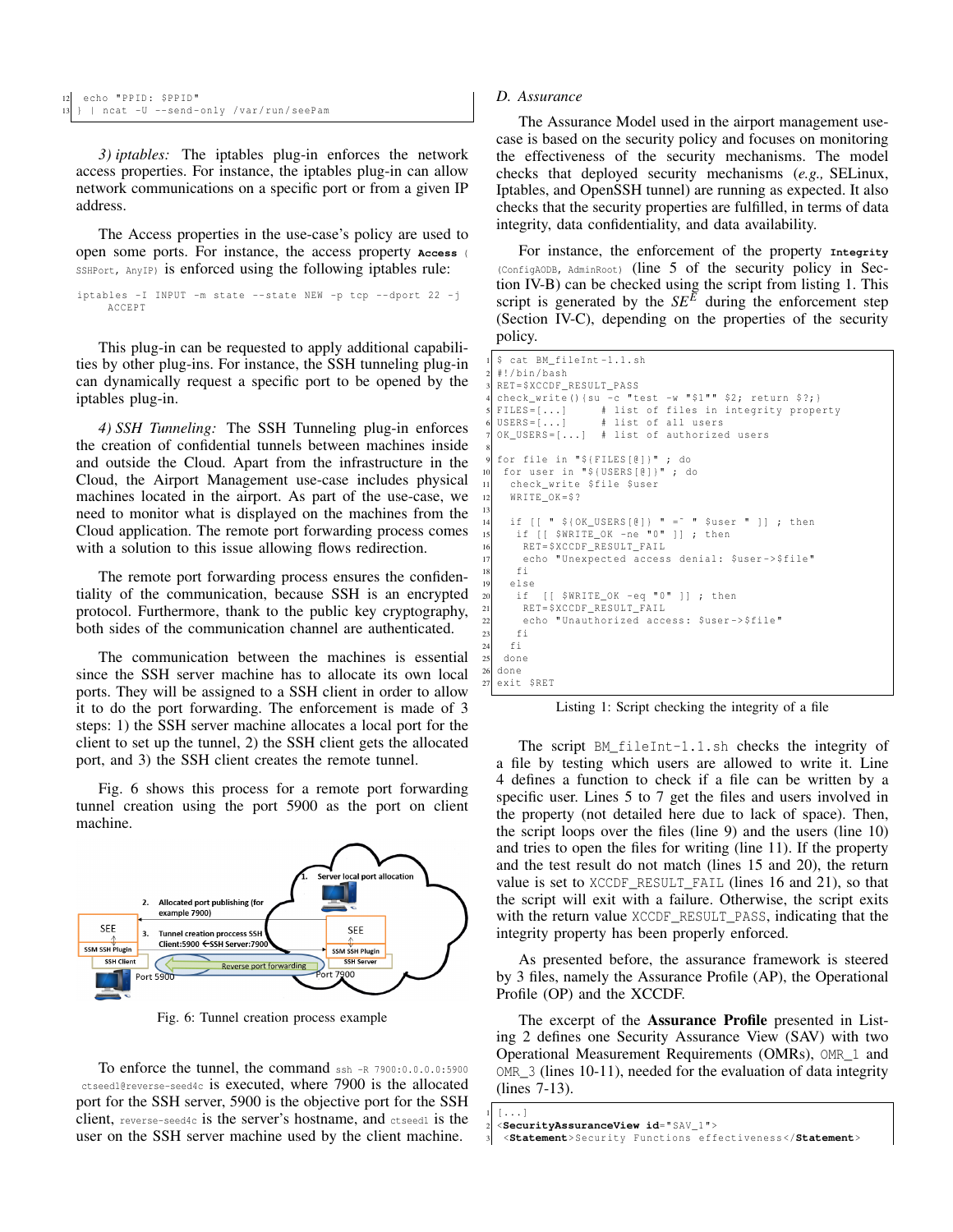```
12  echo "PPID: $PPID"
13 } | ncat -U --send-only /var/run/seePam
```

*3) iptables:* The iptables plug-in enforces the network access properties. For instance, the iptables plug-in can allow network communications on a specific port or from a given IP address.

The Access properties in the use-case's policy are used to open some ports. For instance, the access property `Access ( SSHPort, AnyIP)` is enforced using the following iptables rule:

```
iptables -I INPUT -m state --state NEW -p tcp --dport 22 -j
    ACCEPT
```

This plug-in can be requested to apply additional capabilities by other plug-ins. For instance, the SSH tunneling plug-in can dynamically request a specific port to be opened by the iptables plug-in.

*4) SSH Tunneling:* The SSH Tunneling plug-in enforces the creation of confidential tunnels between machines inside and outside the Cloud. Apart from the infrastructure in the Cloud, the Airport Management use-case includes physical machines located in the airport. As part of the use-case, we need to monitor what is displayed on the machines from the Cloud application. The remote port forwarding process comes with a solution to this issue allowing flows redirection.

The remote port forwarding process ensures the confidentiality of the communication, because SSH is an encrypted protocol. Furthermore, thank to the public key cryptography, both sides of the communication channel are authenticated.

The communication between the machines is essential since the SSH server machine has to allocate its own local ports. They will be assigned to a SSH client in order to allow it to do the port forwarding. The enforcement is made of 3 steps: 1) the SSH server machine allocates a local port for the client to set up the tunnel, 2) the SSH client gets the allocated port, and 3) the SSH client creates the remote tunnel.

Fig. 6 shows this process for a remote port forwarding tunnel creation using the port 5900 as the port on client machine.

Fig. 6: Tunnel creation process example

To enforce the tunnel, the command `ssh -R 7900:0.0.0.0:5900 ctseed1@reverse-seed4c` is executed, where 7900 is the allocated port for the SSH server, 5900 is the objective port for the SSH client, `reverse-seed4c` is the server's hostname, and `ctseed1` is the user on the SSH server machine used by the client machine.

### *D. Assurance*

The Assurance Model used in the airport management use-case is based on the security policy and focuses on monitoring the effectiveness of the security mechanisms. The model checks that deployed security mechanisms (*e.g.,* SELinux, Iptables, and OpenSSH tunnel) are running as expected. It also checks that the security properties are fulfilled, in terms of data integrity, data confidentiality, and data availability.

For instance, the enforcement of the property `Integrity (ConfigAODB, AdminRoot)` (line 5 of the security policy in Section IV-B) can be checked using the script from listing 1. This script is generated by the $SE^E$ during the enforcement step (Section IV-C), depending on the properties of the security policy.

```
1  $ cat BM_fileInt-1.1.sh
2  #!/bin/bash
3  RET=$XCCDF_RESULT_PASS
4  check_write(){su -c "test -w "$1"" $2; return $?;}
5  FILES=[...]     # list of files in integrity property
6  USERS=[...]     # list of all users
7  OK_USERS=[...]  # list of authorized users
8
9  for file in "${FILES[@]}" ; do
10  for user in "${USERS[@]}" ; do
11   check_write $file $user
12   WRITE_OK=$?
13
14   if [[ " ${OK_USERS[@]} " =~ " $user " ]] ; then
15    if [[ $WRITE_OK -ne "0" ]] ; then
16     RET=$XCCDF_RESULT_FAIL
17     echo "Unexpected access denial: $user->$file"
18    fi
19   else
20    if  [[ $WRITE_OK -eq "0" ]] ; then
21     RET=$XCCDF_RESULT_FAIL
22     echo "Unauthorized access: $user->$file"
23    fi
24   fi
25  done
26 done
27 exit $RET
```

Listing 1: Script checking the integrity of a file

The script `BM_fileInt-1.1.sh` checks the integrity of a file by testing which users are allowed to write it. Line 4 defines a function to check if a file can be written by a specific user. Lines 5 to 7 get the files and users involved in the property (not detailed here due to lack of space). Then, the script loops over the files (line 9) and the users (line 10) and tries to open the files for writing (line 11). If the property and the test result do not match (lines 15 and 20), the return value is set to `XCCDF_RESULT_FAIL` (lines 16 and 21), so that the script will exit with a failure. Otherwise, the script exits with the return value `XCCDF_RESULT_PASS`, indicating that the integrity property has been properly enforced.

As presented before, the assurance framework is steered by 3 files, namely the Assurance Profile (AP), the Operational Profile (OP) and the XCCDF.

The excerpt of the **Assurance Profile** presented in Listing 2 defines one Security Assurance View (SAV) with two Operational Measurement Requirements (OMRs), `OMR_1` and `OMR_3` (lines 10-11), needed for the evaluation of data integrity (lines 7-13).

```
1 [...]
2 <SecurityAssuranceView id="SAV_1">
3  <Statement>Security Functions effectiveness</Statement>
```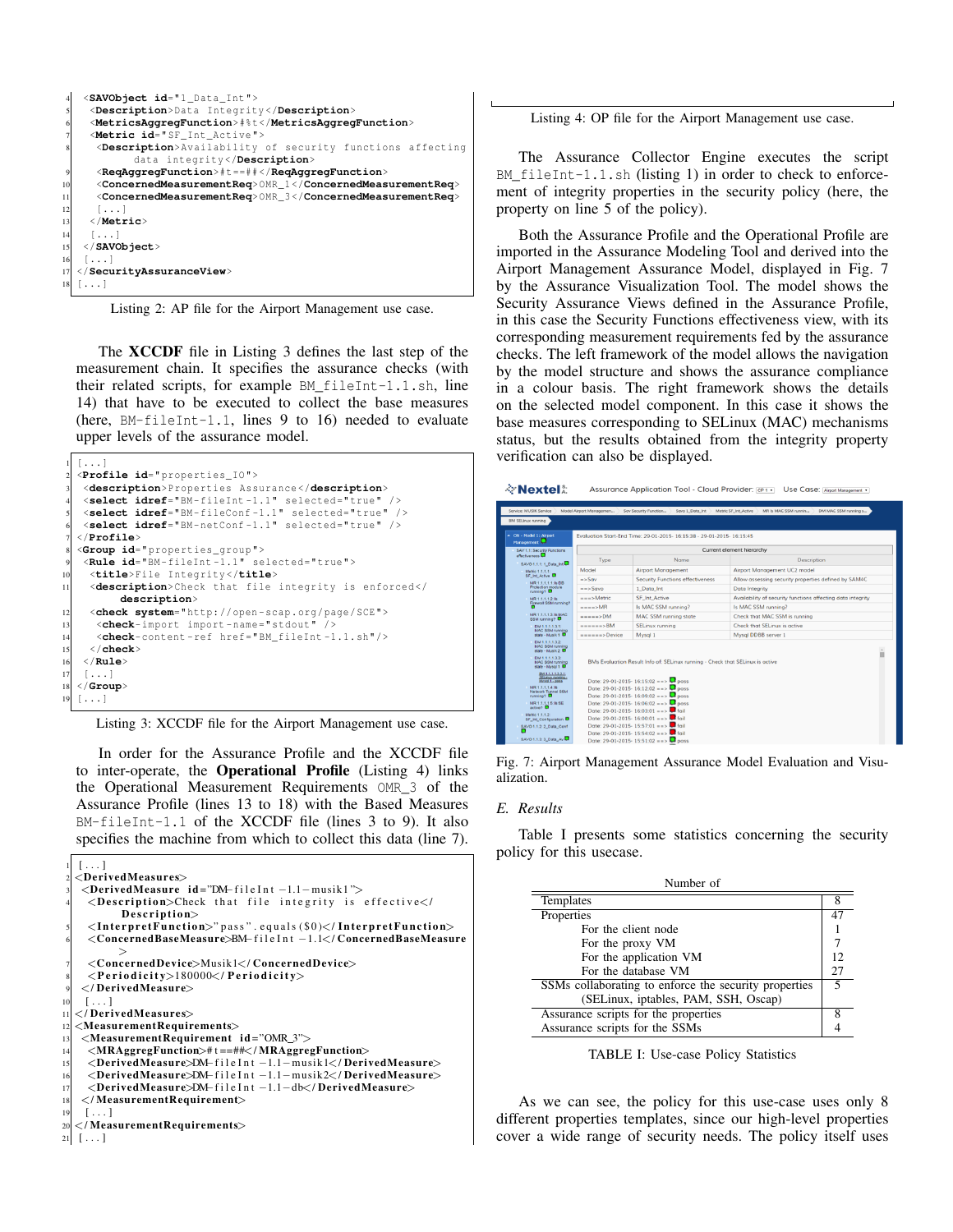```
<SAVObject id="1_Data_Int">
 <Description>Data Integrity</Description>
 <MetricsAggregFunction>#%t</MetricsAggregFunction>
 <Metric id="SF_Int_Active">
  <Description>Availability of security functions affecting
      data integrity</Description>
  <ReqAggregFunction>#t==##</ReqAggregFunction>
  <ConcernedMeasurementReq>OMR_1</ConcernedMeasurementReq>
  <ConcernedMeasurementReq>OMR_3</ConcernedMeasurementReq>
  [...]
 </Metric>
 [...]
</SAVObject>
[...]
</SecurityAssuranceView>
[...]
```

Listing 2: AP file for the Airport Management use case.

The **XCCDF** file in Listing 3 defines the last step of the measurement chain. It specifies the assurance checks (with their related scripts, for example `BM_fileInt-1.1.sh`, line 14) that have to be executed to collect the base measures (here, `BM-fileInt-1.1`, lines 9 to 16) needed to evaluate upper levels of the assurance model.

```
[...]
<Profile id="properties_IO">
 <description>Properties Assurance</description>
 <select idref="BM-fileInt-1.1" selected="true" />
 <select idref="BM-fileConf-1.1" selected="true" />
 <select idref="BM-netConf-1.1" selected="true" />
</Profile>
<Group id="properties_group">
 <Rule id="BM-fileInt-1.1" selected="true">
  <title>File Integrity</title>
  <description>Check that file integrity is enforced</
      description>
  <check system="http://open-scap.org/page/SCE">
   <check-import import-name="stdout" />
   <check-content-ref href="BM_fileInt-1.1.sh"/>
  </check>
 </Rule>
 [...]
</Group>
[...]
```

Listing 3: XCCDF file for the Airport Management use case.

In order for the Assurance Profile and the XCCDF file to inter-operate, the **Operational Profile** (Listing 4) links the Operational Measurement Requirements `OMR_3` of the Assurance Profile (lines 13 to 18) with the Based Measures `BM-fileInt-1.1` of the XCCDF file (lines 3 to 9). It also specifies the machine from which to collect this data (line 7).

```
[...]
<DerivedMeasures>
 <DerivedMeasure id="DM-fileInt-1.1-musik1">
  <Description>Check that file integrity is effective</
      Description>
  <InterpretFunction>"pass".equals($0)</InterpretFunction>
  <ConcernedBaseMeasure>BM-fileInt-1.1</ConcernedBaseMeasure
      >
  <ConcernedDevice>Musik1</ConcernedDevice>
  <Periodicity>180000</Periodicity>
 </DerivedMeasure>
 [...]
</DerivedMeasures>
<MeasurementRequirements>
 <MeasurementRequirement id="OMR_3">
  <MRAggregFunction>#t==##</MRAggregFunction>
  <DerivedMeasure>DM-fileInt-1.1-musik1</DerivedMeasure>
  <DerivedMeasure>DM-fileInt-1.1-musik2</DerivedMeasure>
  <DerivedMeasure>DM-fileInt-1.1-db</DerivedMeasure>
 </MeasurementRequirement>
 [...]
</MeasurementRequirements>
[...]
```

Listing 4: OP file for the Airport Management use case.

The Assurance Collector Engine executes the script `BM_fileInt-1.1.sh` (listing 1) in order to check to enforcement of integrity properties in the security policy (here, the property on line 5 of the policy).

Both the Assurance Profile and the Operational Profile are imported in the Assurance Modeling Tool and derived into the Airport Management Assurance Model, displayed in Fig. 7 by the Assurance Visualization Tool. The model shows the Security Assurance Views defined in the Assurance Profile, in this case the Security Functions effectiveness view, with its corresponding measurement requirements fed by the assurance checks. The left framework of the model allows the navigation by the model structure and shows the assurance compliance in a colour basis. The right framework shows the details on the selected model component. In this case it shows the base measures corresponding to SELinux (MAC) mechanisms status, but the results obtained from the integrity property verification can also be displayed.

Fig. 7: Airport Management Assurance Model Evaluation and Visualization.

## E. Results

Table I presents some statistics concerning the security policy for this usecase.

| Number of | |
|---|---|
| Templates | 8 |
| Properties | 47 |
| For the client node | 1 |
| For the proxy VM | 7 |
| For the application VM | 12 |
| For the database VM | 27 |
| SSMs collaborating to enforce the security properties (SELinux, iptables, PAM, SSH, Oscap) | 5 |
| Assurance scripts for the properties | 8 |
| Assurance scripts for the SSMs | 4 |

TABLE I: Use-case Policy Statistics

As we can see, the policy for this use-case uses only 8 different properties templates, since our high-level properties cover a wide range of security needs. The policy itself uses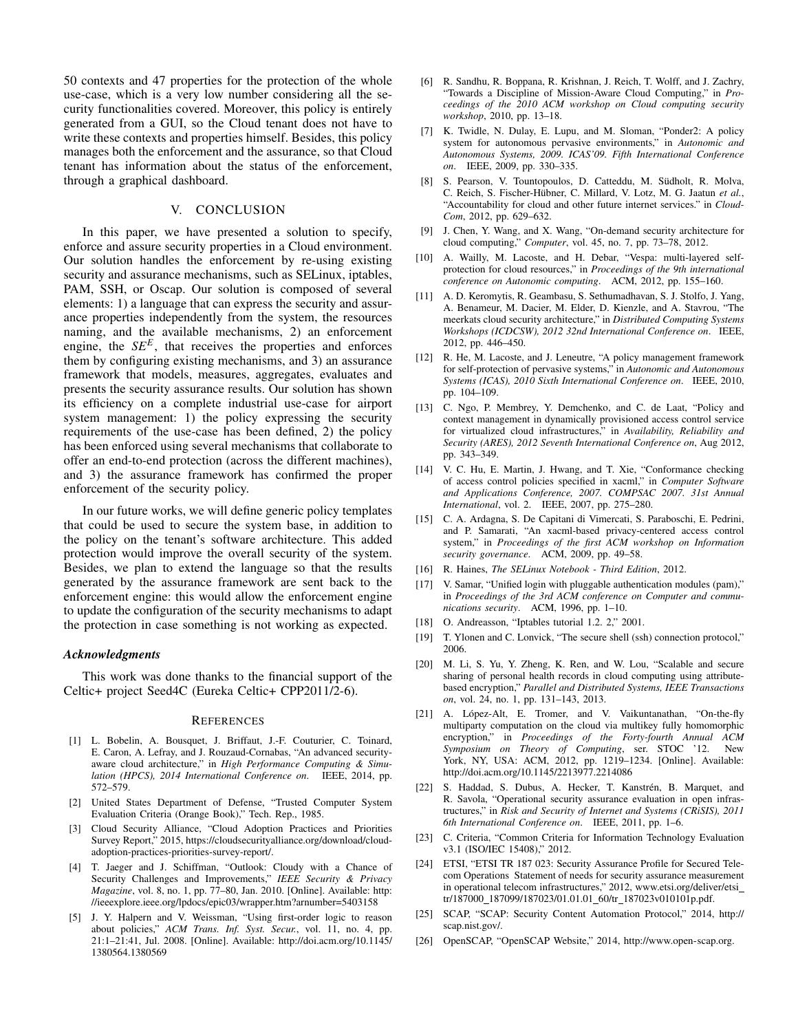50 contexts and 47 properties for the protection of the whole use-case, which is a very low number considering all the security functionalities covered. Moreover, this policy is entirely generated from a GUI, so the Cloud tenant does not have to write these contexts and properties himself. Besides, this policy manages both the enforcement and the assurance, so that Cloud tenant has information about the status of the enforcement, through a graphical dashboard.

## V. CONCLUSION

In this paper, we have presented a solution to specify, enforce and assure security properties in a Cloud environment. Our solution handles the enforcement by re-using existing security and assurance mechanisms, such as SELinux, iptables, PAM, SSH, or Oscap. Our solution is composed of several elements: 1) a language that can express the security and assurance properties independently from the system, the resources naming, and the available mechanisms, 2) an enforcement engine, the $SE^E$, that receives the properties and enforces them by configuring existing mechanisms, and 3) an assurance framework that models, measures, aggregates, evaluates and presents the security assurance results. Our solution has shown its efficiency on a complete industrial use-case for airport system management: 1) the policy expressing the security requirements of the use-case has been defined, 2) the policy has been enforced using several mechanisms that collaborate to offer an end-to-end protection (across the different machines), and 3) the assurance framework has confirmed the proper enforcement of the security policy.

In our future works, we will define generic policy templates that could be used to secure the system base, in addition to the policy on the tenant's software architecture. This added protection would improve the overall security of the system. Besides, we plan to extend the language so that the results generated by the assurance framework are sent back to the enforcement engine: this would allow the enforcement engine to update the configuration of the security mechanisms to adapt the protection in case something is not working as expected.

### *Acknowledgments*

This work was done thanks to the financial support of the Celtic+ project Seed4C (Eureka Celtic+ CPP2011/2-6).

## REFERENCES

[1] L. Bobelin, A. Bousquet, J. Briffaut, J.-F. Couturier, C. Toinard, E. Caron, A. Lefray, and J. Rouzaud-Cornabas, "An advanced security-aware cloud architecture," in *High Performance Computing & Simulation (HPCS), 2014 International Conference on*. IEEE, 2014, pp. 572–579.

[2] United States Department of Defense, "Trusted Computer System Evaluation Criteria (Orange Book)," Tech. Rep., 1985.

[3] Cloud Security Alliance, "Cloud Adoption Practices and Priorities Survey Report," 2015, https://cloudsecurityalliance.org/download/cloud-adoption-practices-priorities-survey-report/.

[4] T. Jaeger and J. Schiffman, "Outlook: Cloudy with a Chance of Security Challenges and Improvements," *IEEE Security & Privacy Magazine*, vol. 8, no. 1, pp. 77–80, Jan. 2010. [Online]. Available: http://ieeexplore.ieee.org/lpdocs/epic03/wrapper.htm?arnumber=5403158

[5] J. Y. Halpern and V. Weissman, "Using first-order logic to reason about policies," *ACM Trans. Inf. Syst. Secur.*, vol. 11, no. 4, pp. 21:1–21:41, Jul. 2008. [Online]. Available: http://doi.acm.org/10.1145/1380564.1380569

[6] R. Sandhu, R. Boppana, R. Krishnan, J. Reich, T. Wolff, and J. Zachry, "Towards a Discipline of Mission-Aware Cloud Computing," in *Proceedings of the 2010 ACM workshop on Cloud computing security workshop*, 2010, pp. 13–18.

[7] K. Twidle, N. Dulay, E. Lupu, and M. Sloman, "Ponder2: A policy system for autonomous pervasive environments," in *Autonomic and Autonomous Systems, 2009. ICAS'09. Fifth International Conference on*. IEEE, 2009, pp. 330–335.

[8] S. Pearson, V. Tountopoulos, D. Catteddu, M. Südholt, R. Molva, C. Reich, S. Fischer-Hübner, C. Millard, V. Lotz, M. G. Jaatun *et al.*, "Accountability for cloud and other future internet services." in *CloudCom*, 2012, pp. 629–632.

[9] J. Chen, Y. Wang, and X. Wang, "On-demand security architecture for cloud computing," *Computer*, vol. 45, no. 7, pp. 73–78, 2012.

[10] A. Wailly, M. Lacoste, and H. Debar, "Vespa: multi-layered self-protection for cloud resources," in *Proceedings of the 9th international conference on Autonomic computing*. ACM, 2012, pp. 155–160.

[11] A. D. Keromytis, R. Geambasu, S. Sethumadhavan, S. J. Stolfo, J. Yang, A. Benameur, M. Dacier, M. Elder, D. Kienzle, and A. Stavrou, "The meerkats cloud security architecture," in *Distributed Computing Systems Workshops (ICDCSW), 2012 32nd International Conference on*. IEEE, 2012, pp. 446–450.

[12] R. He, M. Lacoste, and J. Leneutre, "A policy management framework for self-protection of pervasive systems," in *Autonomic and Autonomous Systems (ICAS), 2010 Sixth International Conference on*. IEEE, 2010, pp. 104–109.

[13] C. Ngo, P. Membrey, Y. Demchenko, and C. de Laat, "Policy and context management in dynamically provisioned access control service for virtualized cloud infrastructures," in *Availability, Reliability and Security (ARES), 2012 Seventh International Conference on*, Aug 2012, pp. 343–349.

[14] V. C. Hu, E. Martin, J. Hwang, and T. Xie, "Conformance checking of access control policies specified in xacml," in *Computer Software and Applications Conference, 2007. COMPSAC 2007. 31st Annual International*, vol. 2. IEEE, 2007, pp. 275–280.

[15] C. A. Ardagna, S. De Capitani di Vimercati, S. Paraboschi, E. Pedrini, and P. Samarati, "An xacml-based privacy-centered access control system," in *Proceedings of the first ACM workshop on Information security governance*. ACM, 2009, pp. 49–58.

[16] R. Haines, *The SELinux Notebook - Third Edition*, 2012.

[17] V. Samar, "Unified login with pluggable authentication modules (pam)," in *Proceedings of the 3rd ACM conference on Computer and communications security*. ACM, 1996, pp. 1–10.

[18] O. Andreasson, "Iptables tutorial 1.2. 2," 2001.

[19] T. Ylonen and C. Lonvick, "The secure shell (ssh) connection protocol," 2006.

[20] M. Li, S. Yu, Y. Zheng, K. Ren, and W. Lou, "Scalable and secure sharing of personal health records in cloud computing using attribute-based encryption," *Parallel and Distributed Systems, IEEE Transactions on*, vol. 24, no. 1, pp. 131–143, 2013.

[21] A. López-Alt, E. Tromer, and V. Vaikuntanathan, "On-the-fly multiparty computation on the cloud via multikey fully homomorphic encryption," in *Proceedings of the Forty-fourth Annual ACM Symposium on Theory of Computing*, ser. STOC '12. New York, NY, USA: ACM, 2012, pp. 1219–1234. [Online]. Available: http://doi.acm.org/10.1145/2213977.2214086

[22] S. Haddad, S. Dubus, A. Hecker, T. Kanstrén, B. Marquet, and R. Savola, "Operational security assurance evaluation in open infrastructures," in *Risk and Security of Internet and Systems (CRiSIS), 2011 6th International Conference on*. IEEE, 2011, pp. 1–6.

[23] C. Criteria, "Common Criteria for Information Technology Evaluation v3.1 (ISO/IEC 15408)," 2012.

[24] ETSI, "ETSI TR 187 023: Security Assurance Profile for Secured Telecom Operations Statement of needs for security assurance measurement in operational telecom infrastructures," 2012, www.etsi.org/deliver/etsi_tr/187000_187099/187023/01.01.01_60/tr_187023v010101p.pdf.

[25] SCAP, "SCAP: Security Content Automation Protocol," 2014, http://scap.nist.gov/.

[26] OpenSCAP, "OpenSCAP Website," 2014, http://www.open-scap.org.